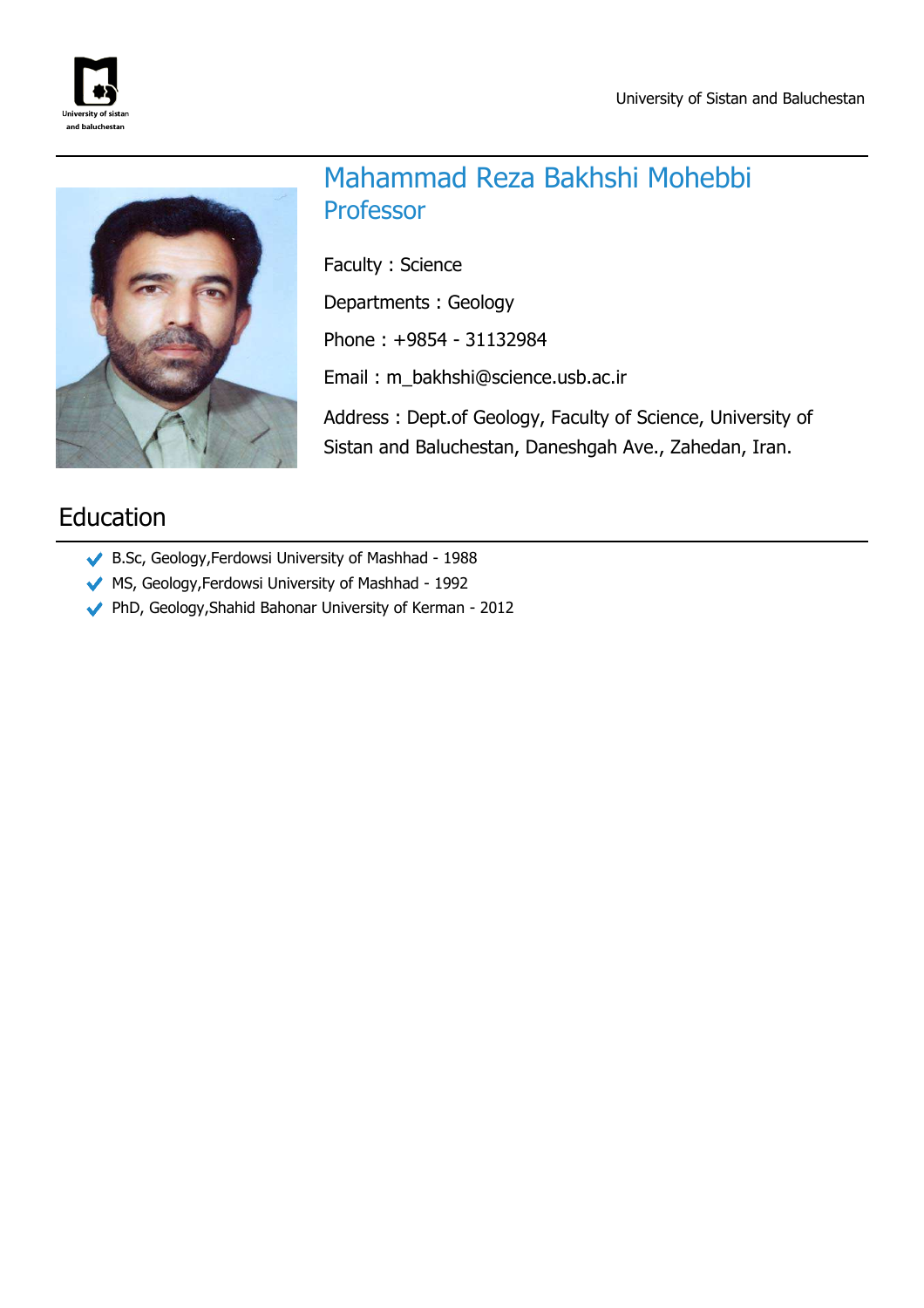# Mahammad Reza Bakhshi Mohebbi

## Professor

Faculty : Science

Departments : Geology

Phone : +9854 - 31132984

Email : m_bakhshi@science.usb.ac.ir

Address : Dept.of Geology, Faculty of Science, University of Sistan and Baluchestan, Daneshgah Ave., Zahedan, Iran.

## Education

- B.Sc, Geology,Ferdowsi University of Mashhad - 1988
- MS, Geology,Ferdowsi University of Mashhad - 1992
- PhD, Geology,Shahid Bahonar University of Kerman - 2012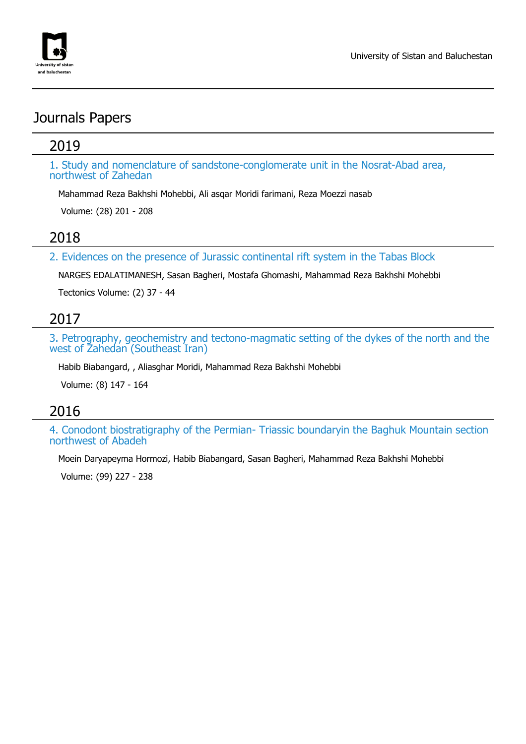# Journals Papers

## 2019

### 1. Study and nomenclature of sandstone-conglomerate unit in the Nosrat-Abad area, northwest of Zahedan

Mahammad Reza Bakhshi Mohebbi, Ali asqar Moridi farimani, Reza Moezzi nasab

Volume: (28) 201 - 208

## 2018

### 2. Evidences on the presence of Jurassic continental rift system in the Tabas Block

NARGES EDALATIMANESH, Sasan Bagheri, Mostafa Ghomashi, Mahammad Reza Bakhshi Mohebbi

Tectonics Volume: (2) 37 - 44

## 2017

### 3. Petrography, geochemistry and tectono-magmatic setting of the dykes of the north and the west of Zahedan (Southeast Iran)

Habib Biabangard, , Aliasghar Moridi, Mahammad Reza Bakhshi Mohebbi

Volume: (8) 147 - 164

## 2016

### 4. Conodont biostratigraphy of the Permian- Triassic boundaryin the Baghuk Mountain section northwest of Abadeh

Moein Daryapeyma Hormozi, Habib Biabangard, Sasan Bagheri, Mahammad Reza Bakhshi Mohebbi

Volume: (99) 227 - 238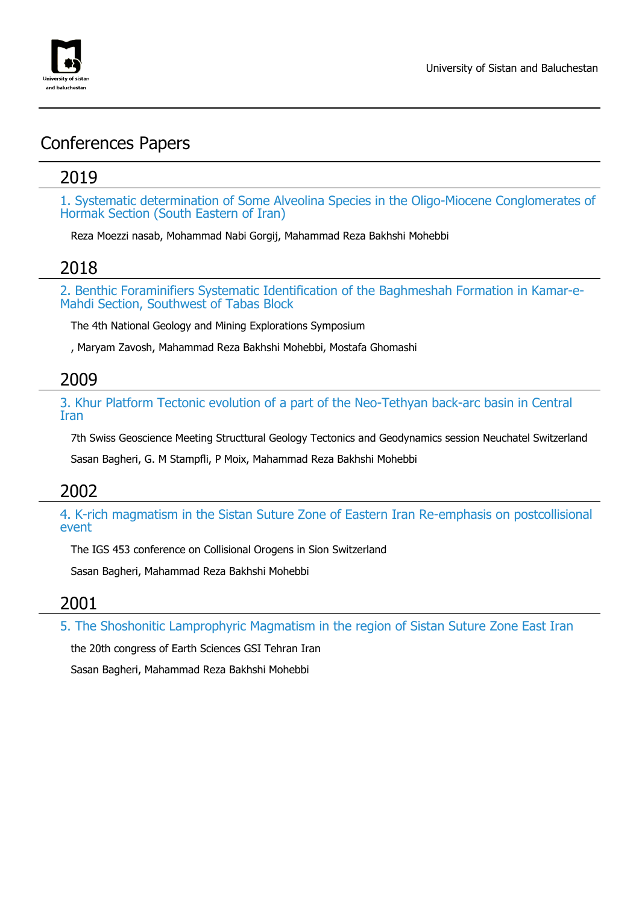# Conferences Papers

## 2019

### 1. Systematic determination of Some Alveolina Species in the Oligo-Miocene Conglomerates of Hormak Section (South Eastern of Iran)

Reza Moezzi nasab, Mohammad Nabi Gorgij, Mahammad Reza Bakhshi Mohebbi

## 2018

### 2. Benthic Foraminifiers Systematic Identification of the Baghmeshah Formation in Kamar-e-Mahdi Section, Southwest of Tabas Block

The 4th National Geology and Mining Explorations Symposium

, Maryam Zavosh, Mahammad Reza Bakhshi Mohebbi, Mostafa Ghomashi

## 2009

### 3. Khur Platform Tectonic evolution of a part of the Neo-Tethyan back-arc basin in Central Iran

7th Swiss Geoscience Meeting Structtural Geology Tectonics and Geodynamics session Neuchatel Switzerland

Sasan Bagheri, G. M Stampfli, P Moix, Mahammad Reza Bakhshi Mohebbi

## 2002

### 4. K-rich magmatism in the Sistan Suture Zone of Eastern Iran Re-emphasis on postcollisional event

The IGS 453 conference on Collisional Orogens in Sion Switzerland

Sasan Bagheri, Mahammad Reza Bakhshi Mohebbi

## 2001

### 5. The Shoshonitic Lamprophyric Magmatism in the region of Sistan Suture Zone East Iran

the 20th congress of Earth Sciences GSI Tehran Iran

Sasan Bagheri, Mahammad Reza Bakhshi Mohebbi